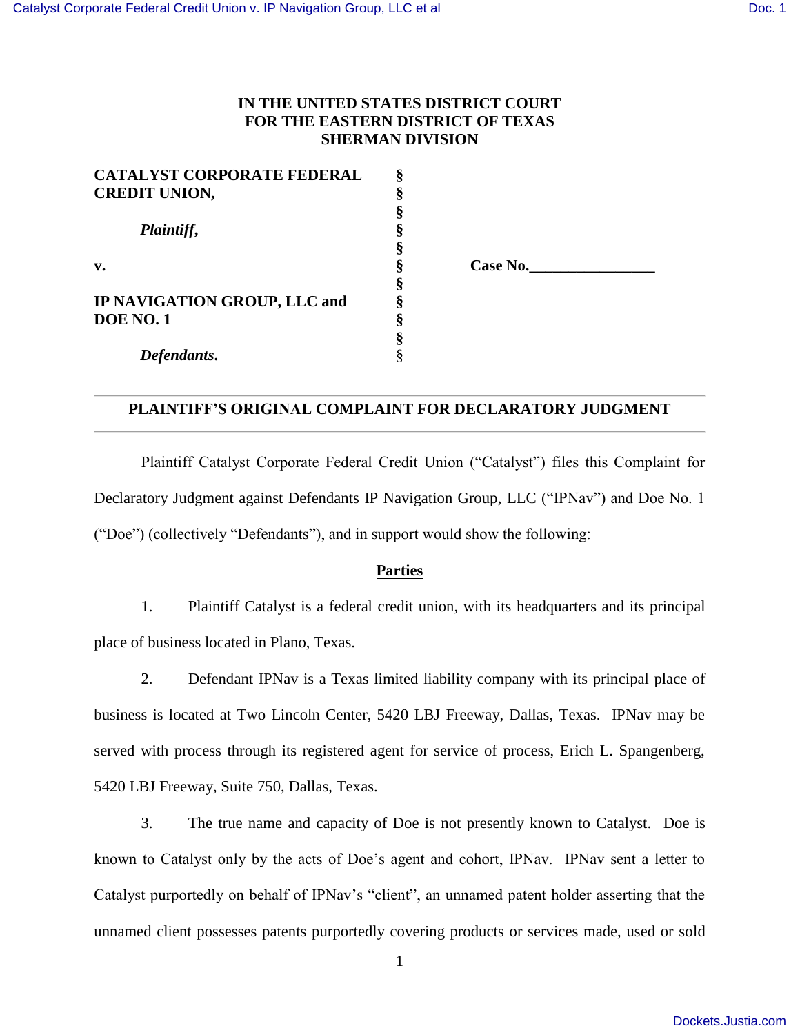**IN THE UNITED STATES DISTRICT COURT**
**FOR THE EASTERN DISTRICT OF TEXAS**
**SHERMAN DIVISION**

| | | |
|---|---|---|
| **CATALYST CORPORATE FEDERAL CREDIT UNION,** | § | |
| | § | |
| ***Plaintiff,*** | § | |
| | § | |
| **v.** | § | **Case No.________________** |
| | § | |
| **IP NAVIGATION GROUP, LLC and DOE NO. 1** | § | |
| | § | |
| ***Defendants.*** | § | |

## PLAINTIFF'S ORIGINAL COMPLAINT FOR DECLARATORY JUDGMENT

Plaintiff Catalyst Corporate Federal Credit Union ("Catalyst") files this Complaint for Declaratory Judgment against Defendants IP Navigation Group, LLC ("IPNav") and Doe No. 1 ("Doe") (collectively "Defendants"), and in support would show the following:

### Parties

1. Plaintiff Catalyst is a federal credit union, with its headquarters and its principal place of business located in Plano, Texas.

2. Defendant IPNav is a Texas limited liability company with its principal place of business is located at Two Lincoln Center, 5420 LBJ Freeway, Dallas, Texas. IPNav may be served with process through its registered agent for service of process, Erich L. Spangenberg, 5420 LBJ Freeway, Suite 750, Dallas, Texas.

3. The true name and capacity of Doe is not presently known to Catalyst. Doe is known to Catalyst only by the acts of Doe's agent and cohort, IPNav. IPNav sent a letter to Catalyst purportedly on behalf of IPNav's "client", an unnamed patent holder asserting that the unnamed client possesses patents purportedly covering products or services made, used or sold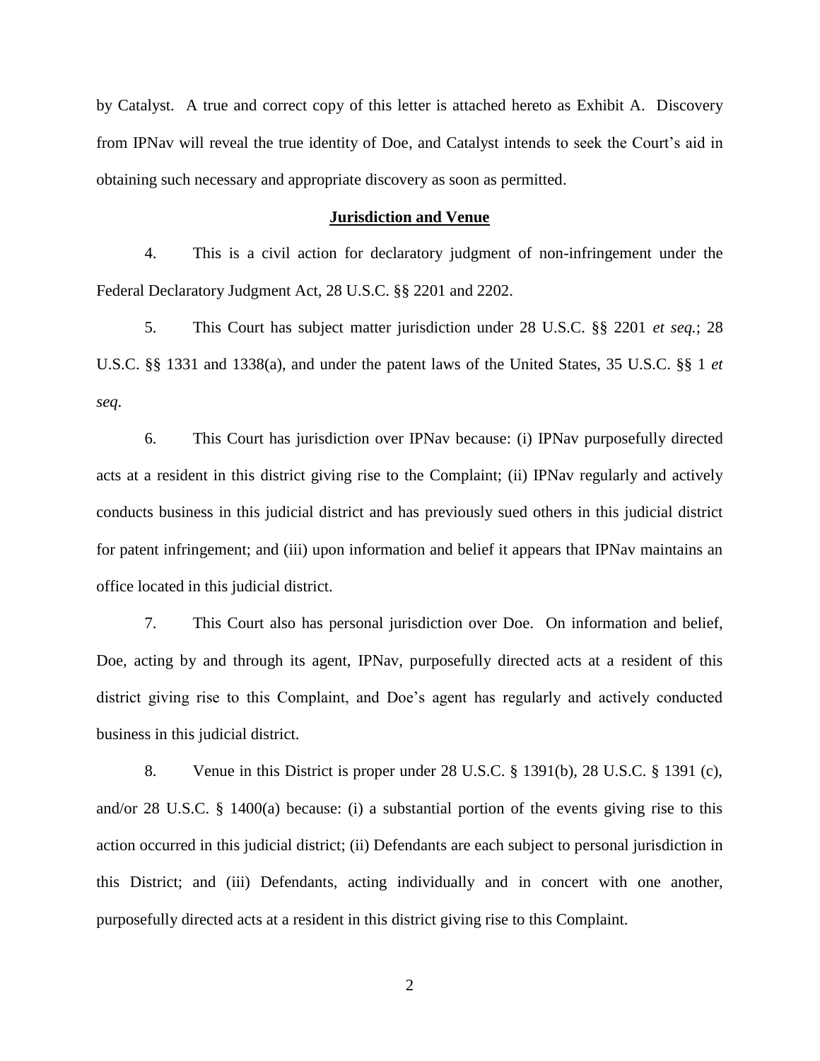by Catalyst. A true and correct copy of this letter is attached hereto as Exhibit A. Discovery from IPNav will reveal the true identity of Doe, and Catalyst intends to seek the Court's aid in obtaining such necessary and appropriate discovery as soon as permitted.

## Jurisdiction and Venue

4. This is a civil action for declaratory judgment of non-infringement under the Federal Declaratory Judgment Act, 28 U.S.C. §§ 2201 and 2202.

5. This Court has subject matter jurisdiction under 28 U.S.C. §§ 2201 *et seq.*; 28 U.S.C. §§ 1331 and 1338(a), and under the patent laws of the United States, 35 U.S.C. §§ 1 *et seq.*

6. This Court has jurisdiction over IPNav because: (i) IPNav purposefully directed acts at a resident in this district giving rise to the Complaint; (ii) IPNav regularly and actively conducts business in this judicial district and has previously sued others in this judicial district for patent infringement; and (iii) upon information and belief it appears that IPNav maintains an office located in this judicial district.

7. This Court also has personal jurisdiction over Doe. On information and belief, Doe, acting by and through its agent, IPNav, purposefully directed acts at a resident of this district giving rise to this Complaint, and Doe's agent has regularly and actively conducted business in this judicial district.

8. Venue in this District is proper under 28 U.S.C. § 1391(b), 28 U.S.C. § 1391 (c), and/or 28 U.S.C. § 1400(a) because: (i) a substantial portion of the events giving rise to this action occurred in this judicial district; (ii) Defendants are each subject to personal jurisdiction in this District; and (iii) Defendants, acting individually and in concert with one another, purposefully directed acts at a resident in this district giving rise to this Complaint.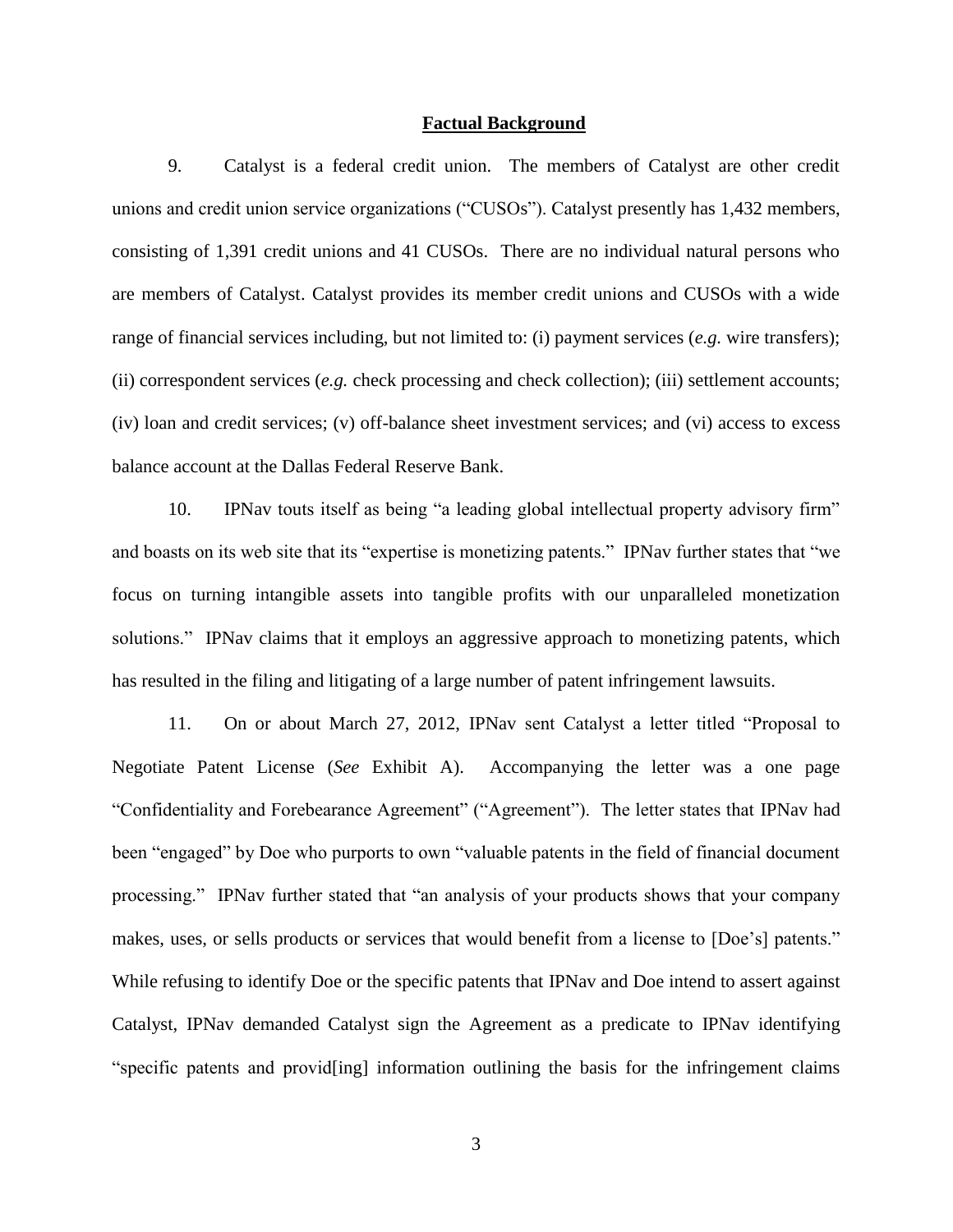**Factual Background**

9. Catalyst is a federal credit union. The members of Catalyst are other credit unions and credit union service organizations ("CUSOs"). Catalyst presently has 1,432 members, consisting of 1,391 credit unions and 41 CUSOs. There are no individual natural persons who are members of Catalyst. Catalyst provides its member credit unions and CUSOs with a wide range of financial services including, but not limited to: (i) payment services (*e.g.* wire transfers); (ii) correspondent services (*e.g.* check processing and check collection); (iii) settlement accounts; (iv) loan and credit services; (v) off-balance sheet investment services; and (vi) access to excess balance account at the Dallas Federal Reserve Bank.

10. IPNav touts itself as being "a leading global intellectual property advisory firm" and boasts on its web site that its "expertise is monetizing patents." IPNav further states that "we focus on turning intangible assets into tangible profits with our unparalleled monetization solutions." IPNav claims that it employs an aggressive approach to monetizing patents, which has resulted in the filing and litigating of a large number of patent infringement lawsuits.

11. On or about March 27, 2012, IPNav sent Catalyst a letter titled "Proposal to Negotiate Patent License (*See* Exhibit A). Accompanying the letter was a one page "Confidentiality and Forebearance Agreement" ("Agreement"). The letter states that IPNav had been "engaged" by Doe who purports to own "valuable patents in the field of financial document processing." IPNav further stated that "an analysis of your products shows that your company makes, uses, or sells products or services that would benefit from a license to [Doe's] patents." While refusing to identify Doe or the specific patents that IPNav and Doe intend to assert against Catalyst, IPNav demanded Catalyst sign the Agreement as a predicate to IPNav identifying "specific patents and provid[ing] information outlining the basis for the infringement claims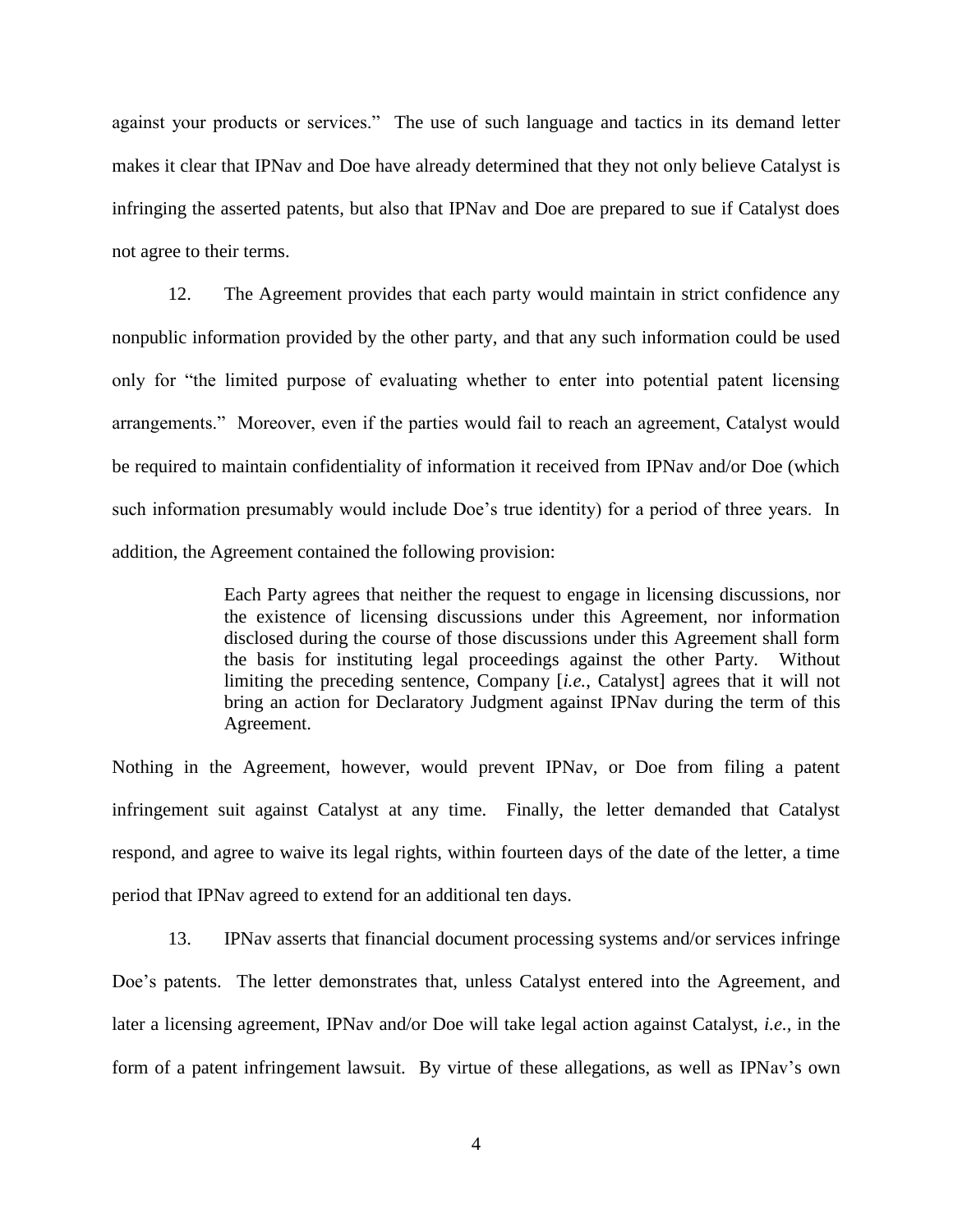against your products or services." The use of such language and tactics in its demand letter makes it clear that IPNav and Doe have already determined that they not only believe Catalyst is infringing the asserted patents, but also that IPNav and Doe are prepared to sue if Catalyst does not agree to their terms.

12. The Agreement provides that each party would maintain in strict confidence any nonpublic information provided by the other party, and that any such information could be used only for "the limited purpose of evaluating whether to enter into potential patent licensing arrangements." Moreover, even if the parties would fail to reach an agreement, Catalyst would be required to maintain confidentiality of information it received from IPNav and/or Doe (which such information presumably would include Doe's true identity) for a period of three years. In addition, the Agreement contained the following provision:

> Each Party agrees that neither the request to engage in licensing discussions, nor the existence of licensing discussions under this Agreement, nor information disclosed during the course of those discussions under this Agreement shall form the basis for instituting legal proceedings against the other Party. Without limiting the preceding sentence, Company [*i.e.*, Catalyst] agrees that it will not bring an action for Declaratory Judgment against IPNav during the term of this Agreement.

Nothing in the Agreement, however, would prevent IPNav, or Doe from filing a patent infringement suit against Catalyst at any time. Finally, the letter demanded that Catalyst respond, and agree to waive its legal rights, within fourteen days of the date of the letter, a time period that IPNav agreed to extend for an additional ten days.

13. IPNav asserts that financial document processing systems and/or services infringe Doe's patents. The letter demonstrates that, unless Catalyst entered into the Agreement, and later a licensing agreement, IPNav and/or Doe will take legal action against Catalyst, *i.e.*, in the form of a patent infringement lawsuit. By virtue of these allegations, as well as IPNav's own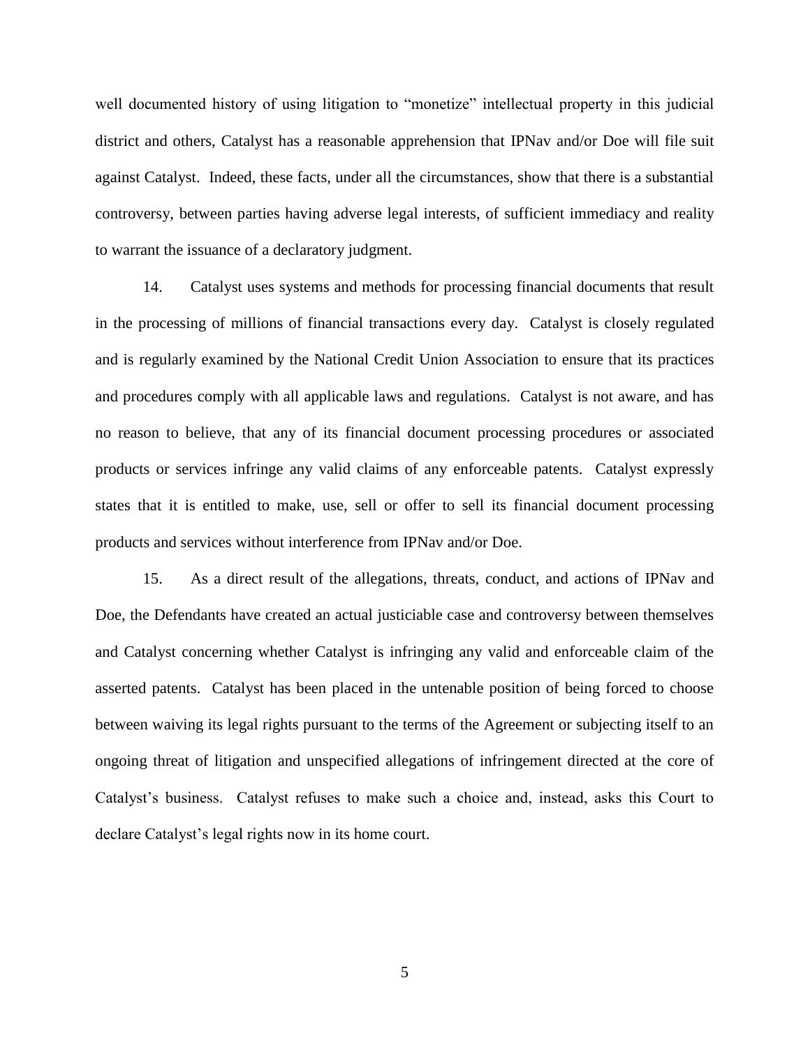well documented history of using litigation to "monetize" intellectual property in this judicial district and others, Catalyst has a reasonable apprehension that IPNav and/or Doe will file suit against Catalyst. Indeed, these facts, under all the circumstances, show that there is a substantial controversy, between parties having adverse legal interests, of sufficient immediacy and reality to warrant the issuance of a declaratory judgment.

14. Catalyst uses systems and methods for processing financial documents that result in the processing of millions of financial transactions every day. Catalyst is closely regulated and is regularly examined by the National Credit Union Association to ensure that its practices and procedures comply with all applicable laws and regulations. Catalyst is not aware, and has no reason to believe, that any of its financial document processing procedures or associated products or services infringe any valid claims of any enforceable patents. Catalyst expressly states that it is entitled to make, use, sell or offer to sell its financial document processing products and services without interference from IPNav and/or Doe.

15. As a direct result of the allegations, threats, conduct, and actions of IPNav and Doe, the Defendants have created an actual justiciable case and controversy between themselves and Catalyst concerning whether Catalyst is infringing any valid and enforceable claim of the asserted patents. Catalyst has been placed in the untenable position of being forced to choose between waiving its legal rights pursuant to the terms of the Agreement or subjecting itself to an ongoing threat of litigation and unspecified allegations of infringement directed at the core of Catalyst's business. Catalyst refuses to make such a choice and, instead, asks this Court to declare Catalyst's legal rights now in its home court.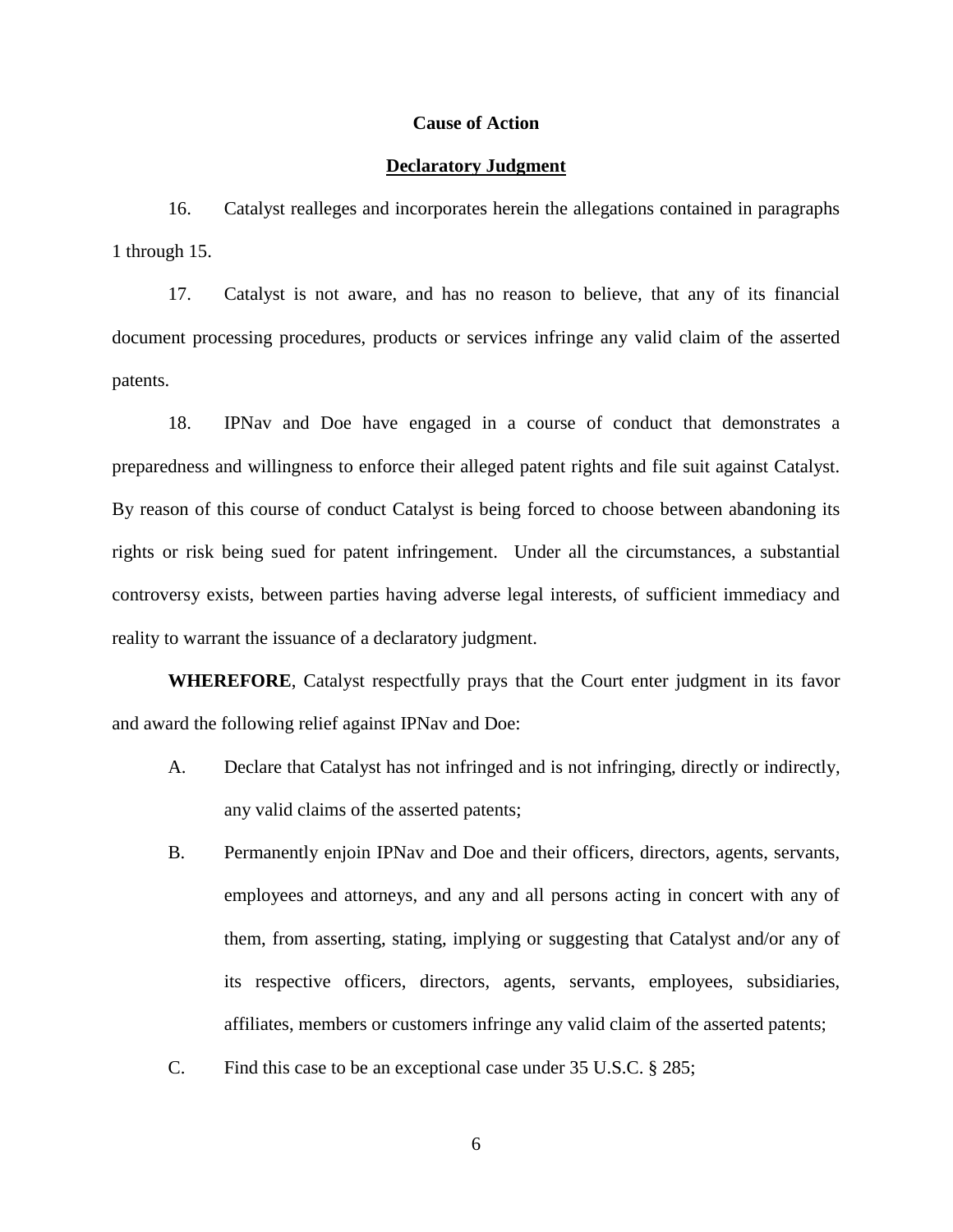**Cause of Action**

**<u>Declaratory Judgment</u>**

16. Catalyst realleges and incorporates herein the allegations contained in paragraphs 1 through 15.

17. Catalyst is not aware, and has no reason to believe, that any of its financial document processing procedures, products or services infringe any valid claim of the asserted patents.

18. IPNav and Doe have engaged in a course of conduct that demonstrates a preparedness and willingness to enforce their alleged patent rights and file suit against Catalyst. By reason of this course of conduct Catalyst is being forced to choose between abandoning its rights or risk being sued for patent infringement. Under all the circumstances, a substantial controversy exists, between parties having adverse legal interests, of sufficient immediacy and reality to warrant the issuance of a declaratory judgment.

**WHEREFORE**, Catalyst respectfully prays that the Court enter judgment in its favor and award the following relief against IPNav and Doe:

A. Declare that Catalyst has not infringed and is not infringing, directly or indirectly, any valid claims of the asserted patents;

B. Permanently enjoin IPNav and Doe and their officers, directors, agents, servants, employees and attorneys, and any and all persons acting in concert with any of them, from asserting, stating, implying or suggesting that Catalyst and/or any of its respective officers, directors, agents, servants, employees, subsidiaries, affiliates, members or customers infringe any valid claim of the asserted patents;

C. Find this case to be an exceptional case under 35 U.S.C. § 285;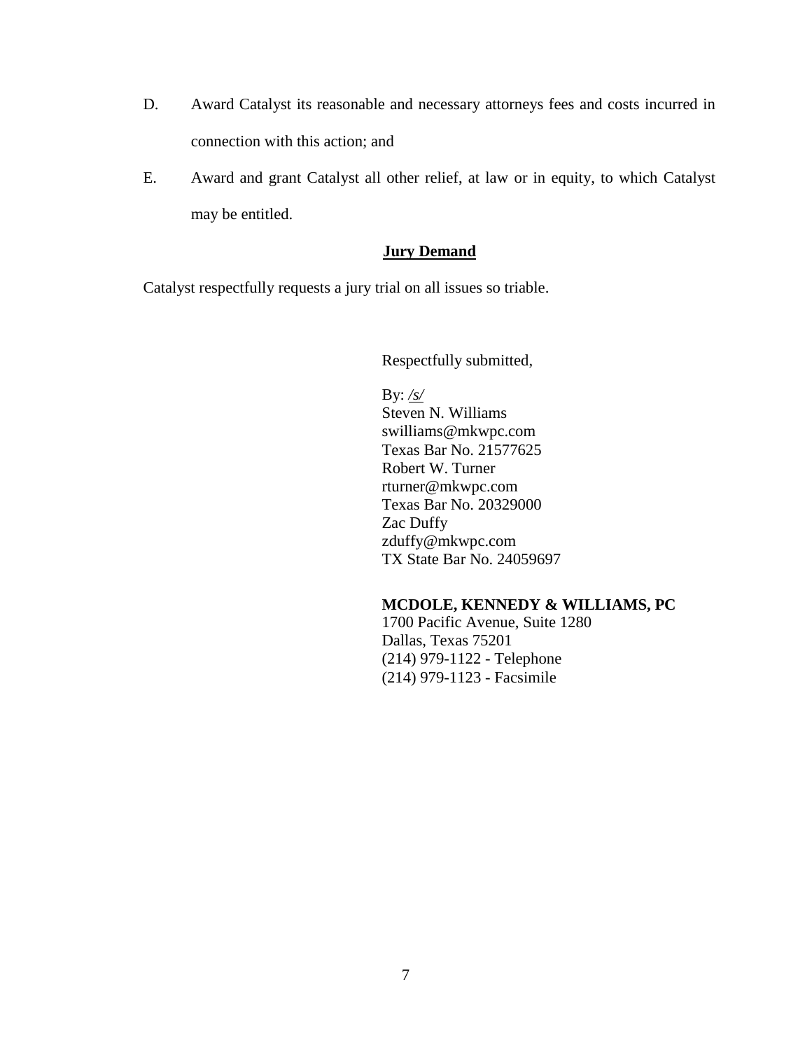D. Award Catalyst its reasonable and necessary attorneys fees and costs incurred in connection with this action; and

E. Award and grant Catalyst all other relief, at law or in equity, to which Catalyst may be entitled.

**Jury Demand**

Catalyst respectfully requests a jury trial on all issues so triable.

Respectfully submitted,

By: */s/*
Steven N. Williams
swilliams@mkwpc.com
Texas Bar No. 21577625
Robert W. Turner
rturner@mkwpc.com
Texas Bar No. 20329000
Zac Duffy
zduffy@mkwpc.com
TX State Bar No. 24059697

**MCDOLE, KENNEDY & WILLIAMS, PC**
1700 Pacific Avenue, Suite 1280
Dallas, Texas 75201
(214) 979-1122 - Telephone
(214) 979-1123 - Facsimile